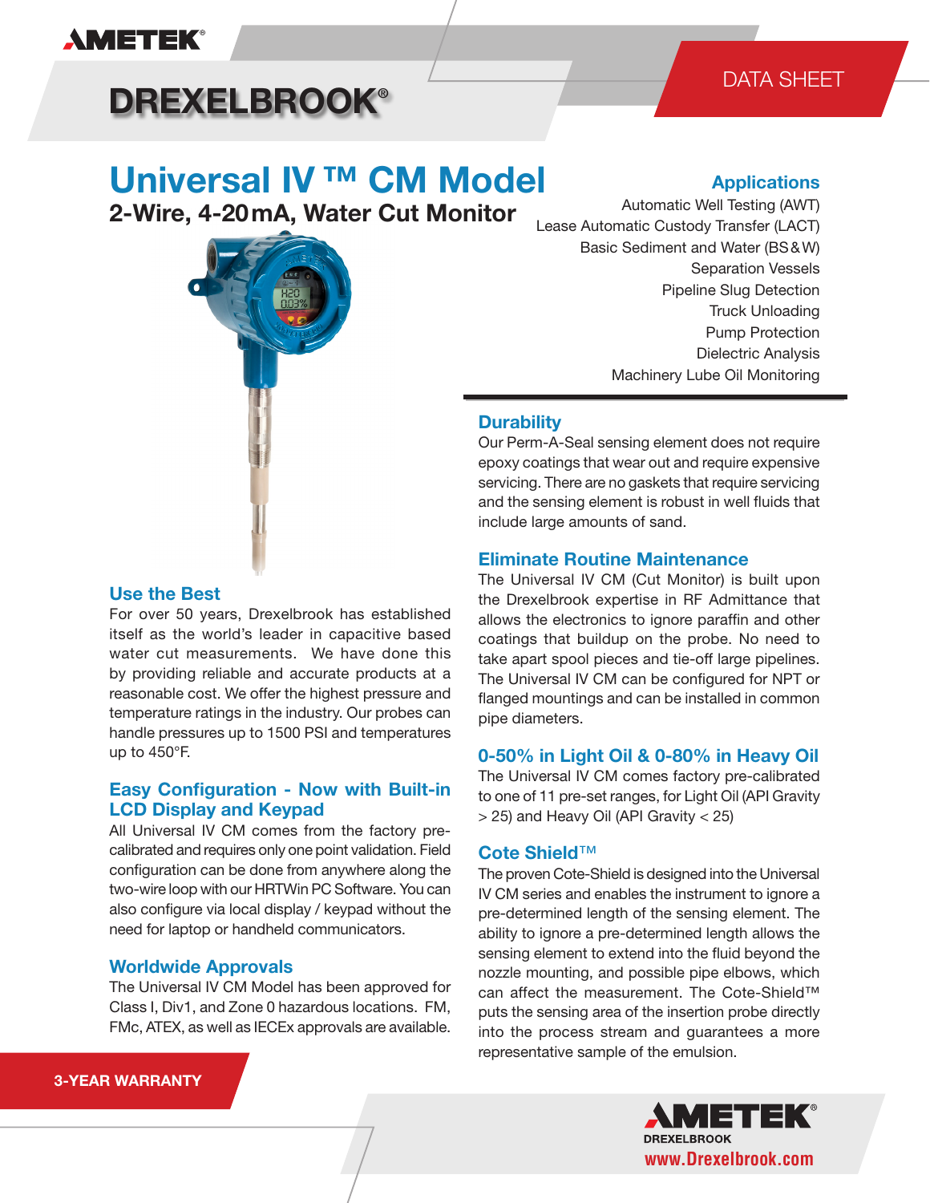AMETEK

DREXELBROOK®

DATA SHEET

# Universal IV ™ CM Model

## 2-Wire, 4-20 mA, Water Cut Monitor

### Applications

Automatic Well Testing (AWT)
Lease Automatic Custody Transfer (LACT)
Basic Sediment and Water (BS&W)
Separation Vessels
Pipeline Slug Detection
Truck Unloading
Pump Protection
Dielectric Analysis
Machinery Lube Oil Monitoring

### Use the Best

For over 50 years, Drexelbrook has established itself as the world's leader in capacitive based water cut measurements. We have done this by providing reliable and accurate products at a reasonable cost. We offer the highest pressure and temperature ratings in the industry. Our probes can handle pressures up to 1500 PSI and temperatures up to 450°F.

### Easy Configuration - Now with Built-in LCD Display and Keypad

All Universal IV CM comes from the factory pre-calibrated and requires only one point validation. Field configuration can be done from anywhere along the two-wire loop with our HRTWin PC Software. You can also configure via local display / keypad without the need for laptop or handheld communicators.

### Worldwide Approvals

The Universal IV CM Model has been approved for Class I, Div1, and Zone 0 hazardous locations. FM, FMc, ATEX, as well as IECEx approvals are available.

### Durability

Our Perm-A-Seal sensing element does not require epoxy coatings that wear out and require expensive servicing. There are no gaskets that require servicing and the sensing element is robust in well fluids that include large amounts of sand.

### Eliminate Routine Maintenance

The Universal IV CM (Cut Monitor) is built upon the Drexelbrook expertise in RF Admittance that allows the electronics to ignore paraffin and other coatings that buildup on the probe. No need to take apart spool pieces and tie-off large pipelines. The Universal IV CM can be configured for NPT or flanged mountings and can be installed in common pipe diameters.

### 0-50% in Light Oil & 0-80% in Heavy Oil

The Universal IV CM comes factory pre-calibrated to one of 11 pre-set ranges, for Light Oil (API Gravity > 25) and Heavy Oil (API Gravity < 25)

### Cote Shield™

The proven Cote-Shield is designed into the Universal IV CM series and enables the instrument to ignore a pre-determined length of the sensing element. The ability to ignore a pre-determined length allows the sensing element to extend into the fluid beyond the nozzle mounting, and possible pipe elbows, which can affect the measurement. The Cote-Shield™ puts the sensing area of the insertion probe directly into the process stream and guarantees a more representative sample of the emulsion.

**3-YEAR WARRANTY**

AMETEK
DREXELBROOK
www.Drexelbrook.com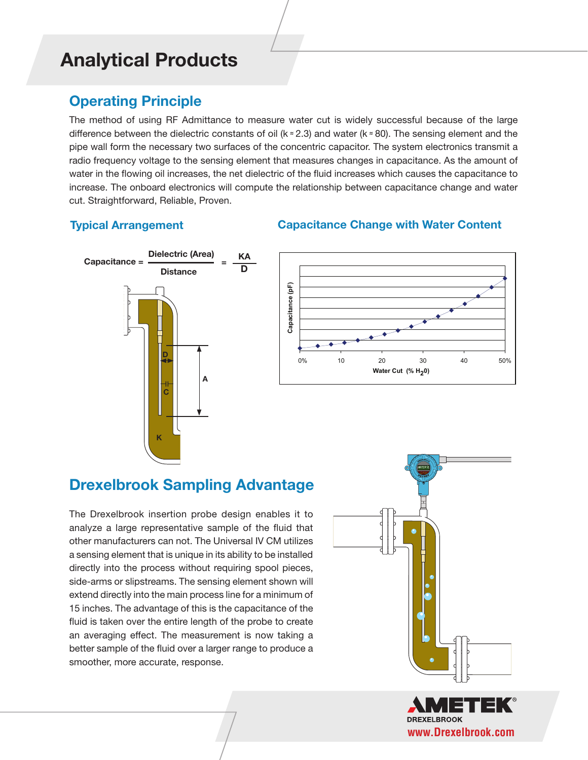# Analytical Products

## Operating Principle

The method of using RF Admittance to measure water cut is widely successful because of the large difference between the dielectric constants of oil (k ≈ 2.3) and water (k ≈ 80). The sensing element and the pipe wall form the necessary two surfaces of the concentric capacitor. The system electronics transmit a radio frequency voltage to the sensing element that measures changes in capacitance. As the amount of water in the flowing oil increases, the net dielectric of the fluid increases which causes the capacitance to increase. The onboard electronics will compute the relationship between capacitance change and water cut. Straightforward, Reliable, Proven.

### Typical Arrangement

$$\text{Capacitance} = \frac{\text{Dielectric (Area)}}{\text{Distance}} = \frac{KA}{D}$$

### Capacitance Change with Water Content

Capacitance (pF)

0% 10 20 30 40 50%

Water Cut (% $H_2O$)

## Drexelbrook Sampling Advantage

The Drexelbrook insertion probe design enables it to analyze a large representative sample of the fluid that other manufacturers can not. The Universal IV CM utilizes a sensing element that is unique in its ability to be installed directly into the process without requiring spool pieces, side-arms or slipstreams. The sensing element shown will extend directly into the main process line for a minimum of 15 inches. The advantage of this is the capacitance of the fluid is taken over the entire length of the probe to create an averaging effect. The measurement is now taking a better sample of the fluid over a larger range to produce a smoother, more accurate, response.

AMETEK DREXELBROOK
www.Drexelbrook.com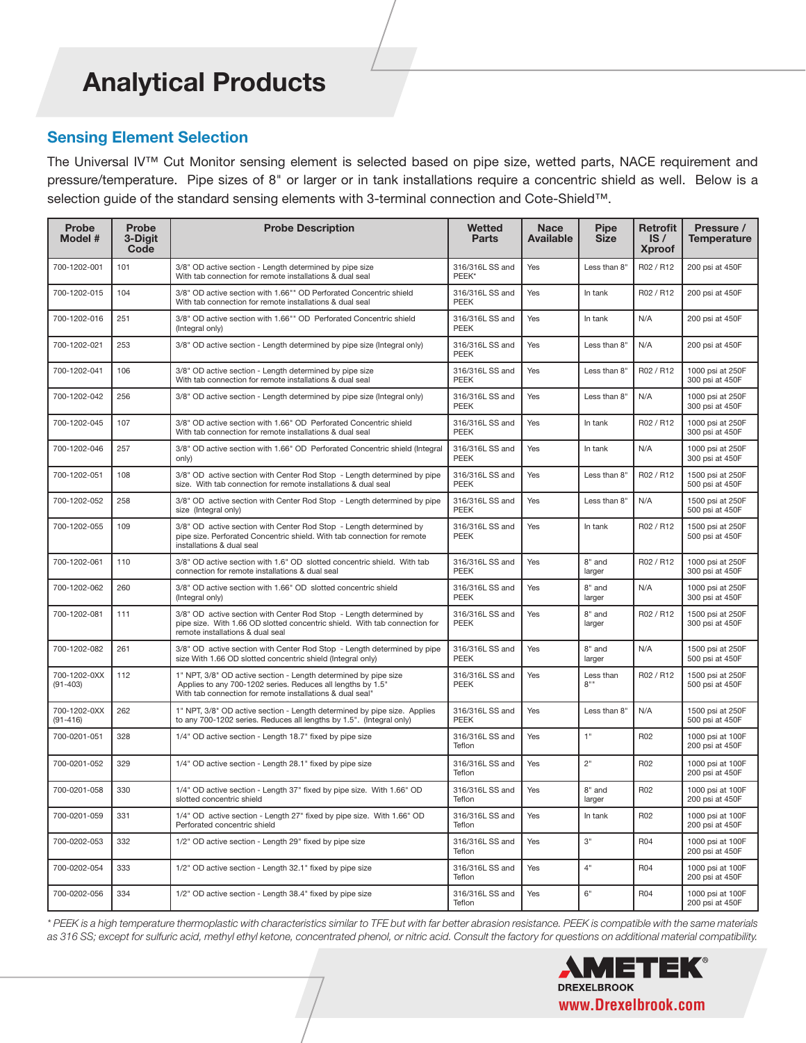# Analytical Products

## Sensing Element Selection

The Universal IV™ Cut Monitor sensing element is selected based on pipe size, wetted parts, NACE requirement and pressure/temperature. Pipe sizes of 8" or larger or in tank installations require a concentric shield as well. Below is a selection guide of the standard sensing elements with 3-terminal connection and Cote-Shield™.

| Probe Model # | Probe 3-Digit Code | Probe Description | Wetted Parts | Nace Available | Pipe Size | Retrofit IS / Xproof | Pressure / Temperature |
|---|---|---|---|---|---|---|---|
| 700-1202-001 | 101 | 3/8" OD active section - Length determined by pipe size With tab connection for remote installations & dual seal | 316/316L SS and PEEK* | Yes | Less than 8" | R02 / R12 | 200 psi at 450F |
| 700-1202-015 | 104 | 3/8" OD active section with 1.66"" OD Perforated Concentric shield With tab connection for remote installations & dual seal | 316/316L SS and PEEK | Yes | In tank | R02 / R12 | 200 psi at 450F |
| 700-1202-016 | 251 | 3/8" OD active section with 1.66"" OD Perforated Concentric shield (Integral only) | 316/316L SS and PEEK | Yes | In tank | N/A | 200 psi at 450F |
| 700-1202-021 | 253 | 3/8" OD active section - Length determined by pipe size (Integral only) | 316/316L SS and PEEK | Yes | Less than 8" | N/A | 200 psi at 450F |
| 700-1202-041 | 106 | 3/8" OD active section - Length determined by pipe size With tab connection for remote installations & dual seal | 316/316L SS and PEEK | Yes | Less than 8" | R02 / R12 | 1000 psi at 250F 300 psi at 450F |
| 700-1202-042 | 256 | 3/8" OD active section - Length determined by pipe size (Integral only) | 316/316L SS and PEEK | Yes | Less than 8" | N/A | 1000 psi at 250F 300 psi at 450F |
| 700-1202-045 | 107 | 3/8" OD active section with 1.66" OD Perforated Concentric shield With tab connection for remote installations & dual seal | 316/316L SS and PEEK | Yes | In tank | R02 / R12 | 1000 psi at 250F 300 psi at 450F |
| 700-1202-046 | 257 | 3/8" OD active section with 1.66" OD Perforated Concentric shield (Integral only) | 316/316L SS and PEEK | Yes | In tank | N/A | 1000 psi at 250F 300 psi at 450F |
| 700-1202-051 | 108 | 3/8" OD active section with Center Rod Stop - Length determined by pipe size. With tab connection for remote installations & dual seal | 316/316L SS and PEEK | Yes | Less than 8" | R02 / R12 | 1500 psi at 250F 500 psi at 450F |
| 700-1202-052 | 258 | 3/8" OD active section with Center Rod Stop - Length determined by pipe size (Integral only) | 316/316L SS and PEEK | Yes | Less than 8" | N/A | 1500 psi at 250F 500 psi at 450F |
| 700-1202-055 | 109 | 3/8" OD active section with Center Rod Stop - Length determined by pipe size. Perforated Concentric shield. With tab connection for remote installations & dual seal | 316/316L SS and PEEK | Yes | In tank | R02 / R12 | 1500 psi at 250F 500 psi at 450F |
| 700-1202-061 | 110 | 3/8" OD active section with 1.6" OD slotted concentric shield. With tab connection for remote installations & dual seal | 316/316L SS and PEEK | Yes | 8" and larger | R02 / R12 | 1000 psi at 250F 300 psi at 450F |
| 700-1202-062 | 260 | 3/8" OD active section with 1.66" OD slotted concentric shield (Integral only) | 316/316L SS and PEEK | Yes | 8" and larger | N/A | 1000 psi at 250F 300 psi at 450F |
| 700-1202-081 | 111 | 3/8" OD active section with Center Rod Stop - Length determined by pipe size. With 1.66 OD slotted concentric shield. With tab connection for remote installations & dual seal | 316/316L SS and PEEK | Yes | 8" and larger | R02 / R12 | 1500 psi at 250F 300 psi at 450F |
| 700-1202-082 | 261 | 3/8" OD active section with Center Rod Stop - Length determined by pipe size With 1.66 OD slotted concentric shield (Integral only) | 316/316L SS and PEEK | Yes | 8" and larger | N/A | 1500 psi at 250F 500 psi at 450F |
| 700-1202-0XX (91-403) | 112 | 1" NPT, 3/8" OD active section - Length determined by pipe size Applies to any 700-1202 series. Reduces all lengths by 1.5" With tab connection for remote installations & dual seal" | 316/316L SS and PEEK | Yes | Less than 8"" | R02 / R12 | 1500 psi at 250F 500 psi at 450F |
| 700-1202-0XX (91-416) | 262 | 1" NPT, 3/8" OD active section - Length determined by pipe size. Applies to any 700-1202 series. Reduces all lengths by 1.5". (Integral only) | 316/316L SS and PEEK | Yes | Less than 8" | N/A | 1500 psi at 250F 500 psi at 450F |
| 700-0201-051 | 328 | 1/4" OD active section - Length 18.7" fixed by pipe size | 316/316L SS and Teflon | Yes | 1" | R02 | 1000 psi at 100F 200 psi at 450F |
| 700-0201-052 | 329 | 1/4" OD active section - Length 28.1" fixed by pipe size | 316/316L SS and Teflon | Yes | 2" | R02 | 1000 psi at 100F 200 psi at 450F |
| 700-0201-058 | 330 | 1/4" OD active section - Length 37" fixed by pipe size. With 1.66" OD slotted concentric shield | 316/316L SS and Teflon | Yes | 8" and larger | R02 | 1000 psi at 100F 200 psi at 450F |
| 700-0201-059 | 331 | 1/4" OD active section - Length 27" fixed by pipe size. With 1.66" OD Perforated concentric shield | 316/316L SS and Teflon | Yes | In tank | R02 | 1000 psi at 100F 200 psi at 450F |
| 700-0202-053 | 332 | 1/2" OD active section - Length 29" fixed by pipe size | 316/316L SS and Teflon | Yes | 3" | R04 | 1000 psi at 100F 200 psi at 450F |
| 700-0202-054 | 333 | 1/2" OD active section - Length 32.1" fixed by pipe size | 316/316L SS and Teflon | Yes | 4" | R04 | 1000 psi at 100F 200 psi at 450F |
| 700-0202-056 | 334 | 1/2" OD active section - Length 38.4" fixed by pipe size | 316/316L SS and Teflon | Yes | 6" | R04 | 1000 psi at 100F 200 psi at 450F |

*\* PEEK is a high temperature thermoplastic with characteristics similar to TFE but with far better abrasion resistance. PEEK is compatible with the same materials as 316 SS; except for sulfuric acid, methyl ethyl ketone, concentrated phenol, or nitric acid. Consult the factory for questions on additional material compatibility.*

AMETEK® DREXELBROOK

www.Drexelbrook.com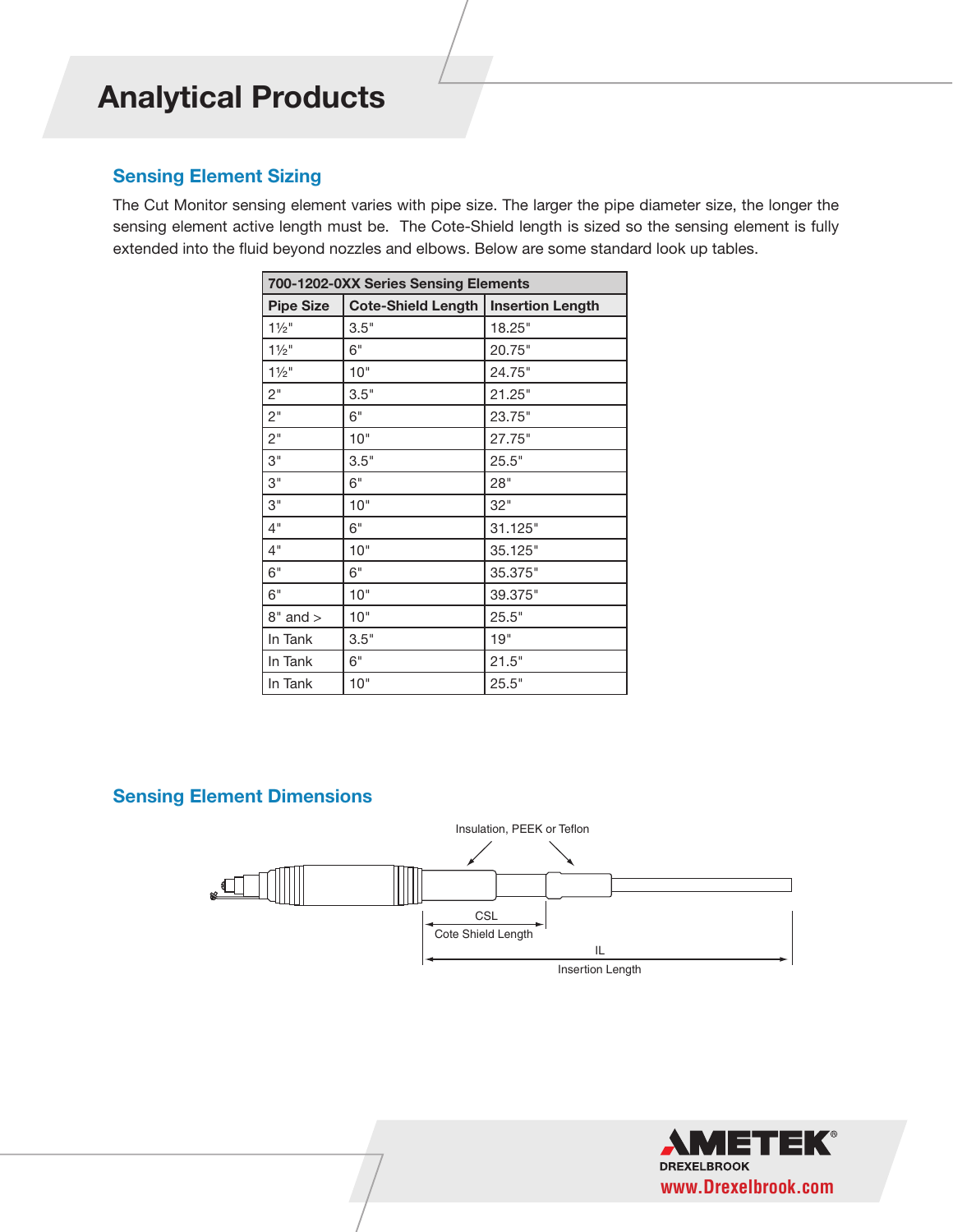# Analytical Products

## Sensing Element Sizing

The Cut Monitor sensing element varies with pipe size. The larger the pipe diameter size, the longer the sensing element active length must be. The Cote-Shield length is sized so the sensing element is fully extended into the fluid beyond nozzles and elbows. Below are some standard look up tables.

| 700-1202-0XX Series Sensing Elements | | |
|---|---|---|
| **Pipe Size** | **Cote-Shield Length** | **Insertion Length** |
| 1½" | 3.5" | 18.25" |
| 1½" | 6" | 20.75" |
| 1½" | 10" | 24.75" |
| 2" | 3.5" | 21.25" |
| 2" | 6" | 23.75" |
| 2" | 10" | 27.75" |
| 3" | 3.5" | 25.5" |
| 3" | 6" | 28" |
| 3" | 10" | 32" |
| 4" | 6" | 31.125" |
| 4" | 10" | 35.125" |
| 6" | 6" | 35.375" |
| 6" | 10" | 39.375" |
| 8" and > | 10" | 25.5" |
| In Tank | 3.5" | 19" |
| In Tank | 6" | 21.5" |
| In Tank | 10" | 25.5" |

## Sensing Element Dimensions

Insulation, PEEK or Teflon

CSL
Cote Shield Length

IL
Insertion Length

AMETEK DREXELBROOK
www.Drexelbrook.com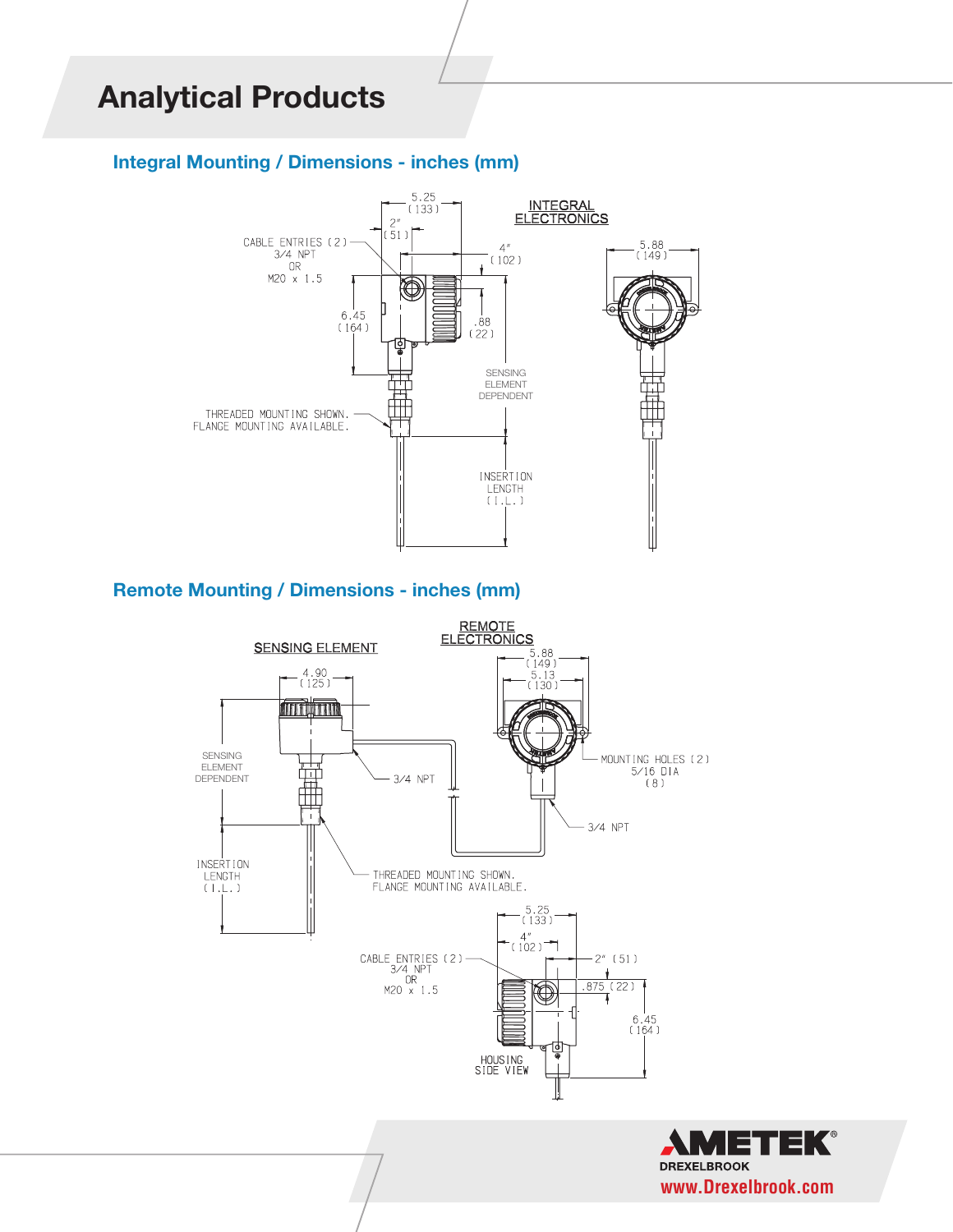# Analytical Products

## Integral Mounting / Dimensions - inches (mm)

INTEGRAL ELECTRONICS

5.25 (133)

2" (51)

CABLE ENTRIES (2) 3/4 NPT OR M20 x 1.5

4" (102)

5.88 (149)

6.45 (164)

.88 (22)

SENSING ELEMENT DEPENDENT

THREADED MOUNTING SHOWN. FLANGE MOUNTING AVAILABLE.

INSERTION LENGTH (I.L.)

## Remote Mounting / Dimensions - inches (mm)

SENSING ELEMENT

REMOTE ELECTRONICS

5.88 (149)

5.13 (130)

4.90 (125)

SENSING ELEMENT DEPENDENT

3/4 NPT

MOUNTING HOLES (2) 5/16 DIA (8)

3/4 NPT

INSERTION LENGTH (I.L.)

THREADED MOUNTING SHOWN. FLANGE MOUNTING AVAILABLE.

5.25 (133)

4" (102)

CABLE ENTRIES (2) 3/4 NPT OR M20 x 1.5

2" (51)

.875 (22)

6.45 (164)

HOUSING SIDE VIEW

AMETEK DREXELBROOK

www.Drexelbrook.com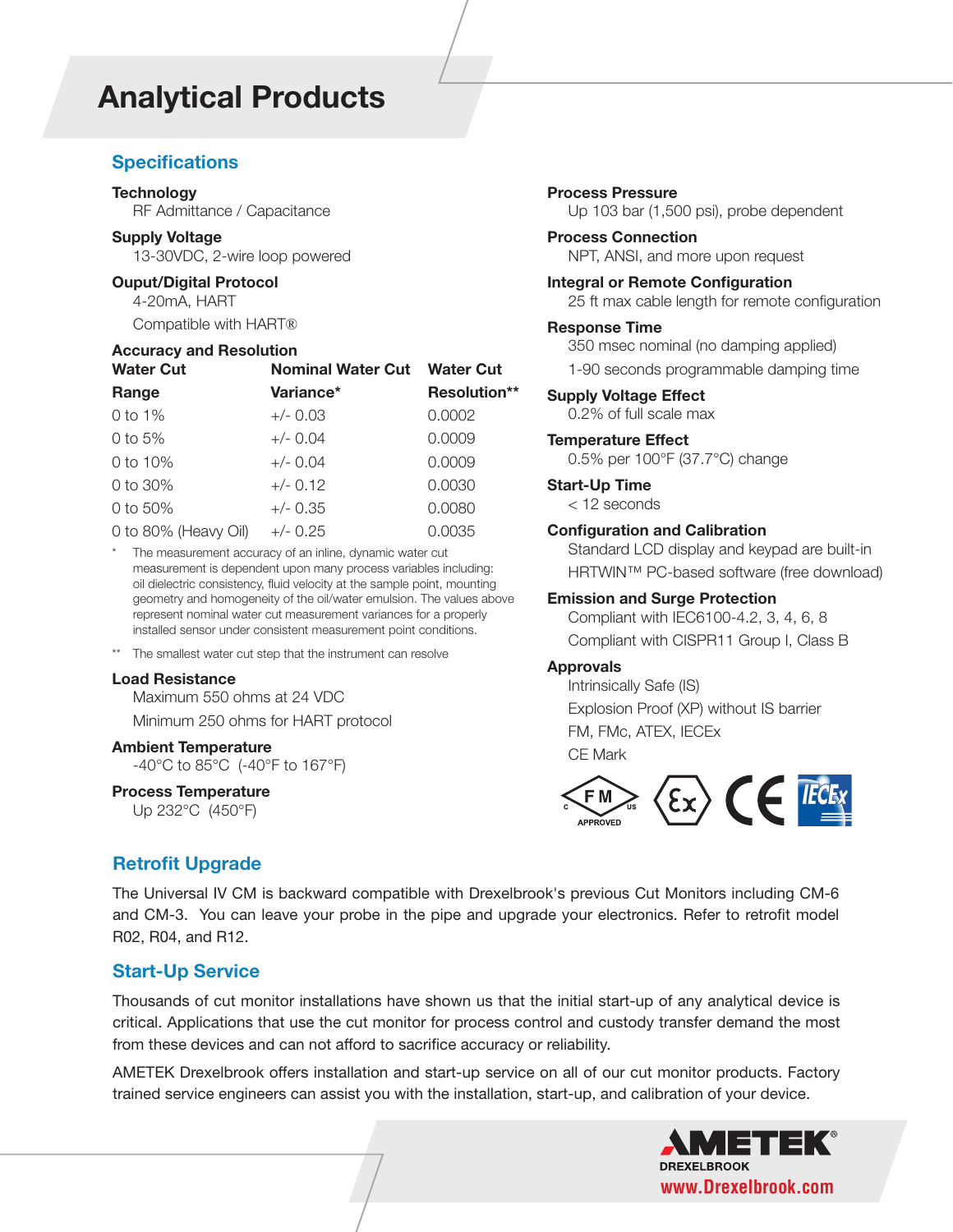# Analytical Products

## Specifications

**Technology**
RF Admittance / Capacitance

**Supply Voltage**
13-30VDC, 2-wire loop powered

**Ouput/Digital Protocol**
4-20mA, HART
Compatible with HART®

**Accuracy and Resolution**

| Water Cut Range | Nominal Water Cut Variance* | Water Cut Resolution** |
|---|---|---|
| 0 to 1% | +/- 0.03 | 0.0002 |
| 0 to 5% | +/- 0.04 | 0.0009 |
| 0 to 10% | +/- 0.04 | 0.0009 |
| 0 to 30% | +/- 0.12 | 0.0030 |
| 0 to 50% | +/- 0.35 | 0.0080 |
| 0 to 80% (Heavy Oil) | +/- 0.25 | 0.0035 |

\* The measurement accuracy of an inline, dynamic water cut measurement is dependent upon many process variables including: oil dielectric consistency, fluid velocity at the sample point, mounting geometry and homogeneity of the oil/water emulsion. The values above represent nominal water cut measurement variances for a properly installed sensor under consistent measurement point conditions.

** The smallest water cut step that the instrument can resolve

**Load Resistance**
Maximum 550 ohms at 24 VDC
Minimum 250 ohms for HART protocol

**Ambient Temperature**
-40°C to 85°C (-40°F to 167°F)

**Process Temperature**
Up 232°C (450°F)

**Process Pressure**
Up 103 bar (1,500 psi), probe dependent

**Process Connection**
NPT, ANSI, and more upon request

**Integral or Remote Configuration**
25 ft max cable length for remote configuration

**Response Time**
350 msec nominal (no damping applied)
1-90 seconds programmable damping time

**Supply Voltage Effect**
0.2% of full scale max

**Temperature Effect**
0.5% per 100°F (37.7°C) change

**Start-Up Time**
< 12 seconds

**Configuration and Calibration**
Standard LCD display and keypad are built-in
HRTWIN™ PC-based software (free download)

**Emission and Surge Protection**
Compliant with IEC6100-4.2, 3, 4, 6, 8
Compliant with CISPR11 Group I, Class B

**Approvals**
Intrinsically Safe (IS)
Explosion Proof (XP) without IS barrier
FM, FMc, ATEX, IECEx
CE Mark

## Retrofit Upgrade

The Universal IV CM is backward compatible with Drexelbrook's previous Cut Monitors including CM-6 and CM-3. You can leave your probe in the pipe and upgrade your electronics. Refer to retrofit model R02, R04, and R12.

## Start-Up Service

Thousands of cut monitor installations have shown us that the initial start-up of any analytical device is critical. Applications that use the cut monitor for process control and custody transfer demand the most from these devices and can not afford to sacrifice accuracy or reliability.

AMETEK Drexelbrook offers installation and start-up service on all of our cut monitor products. Factory trained service engineers can assist you with the installation, start-up, and calibration of your device.

AMETEK DREXELBROOK
www.Drexelbrook.com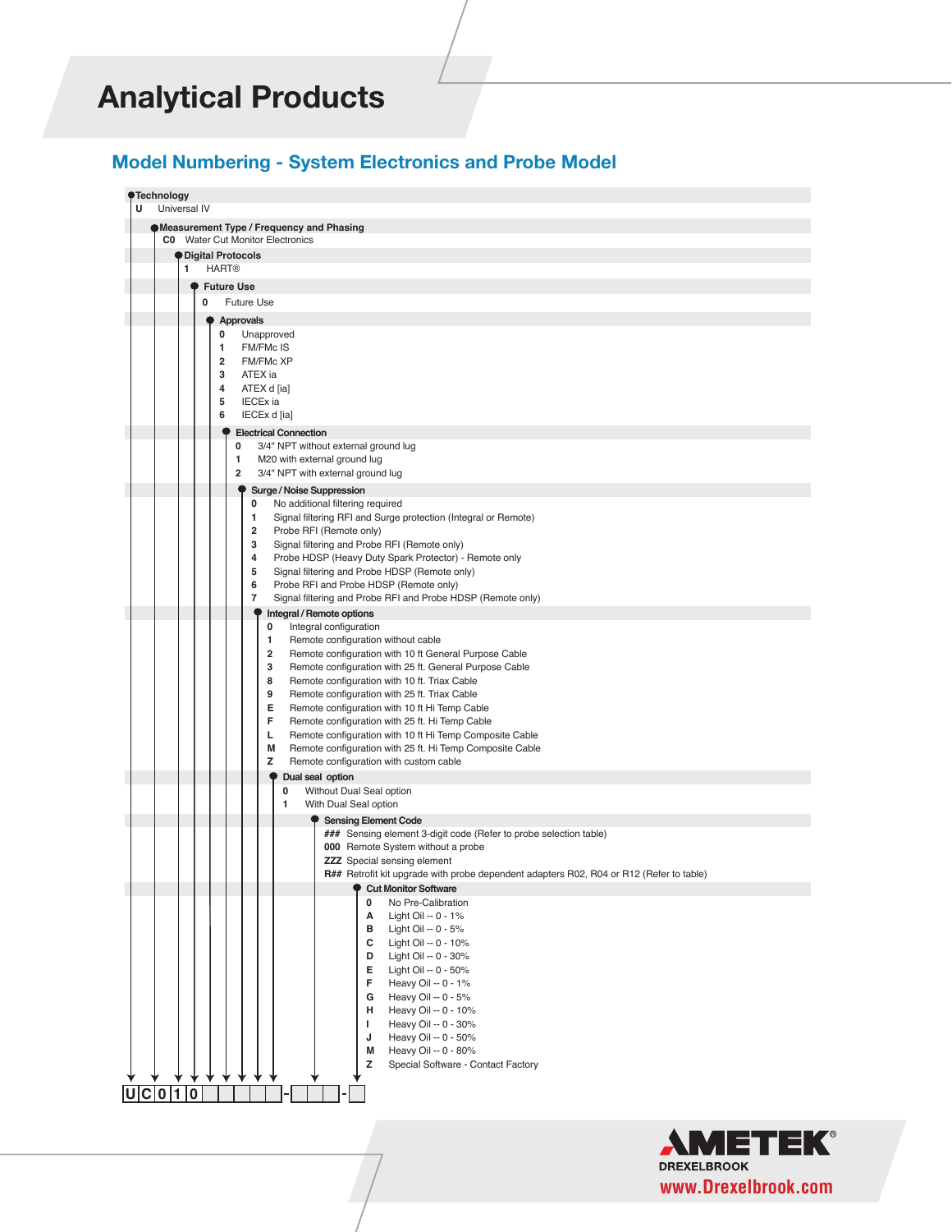# Analytical Products

## Model Numbering - System Electronics and Probe Model

**Technology**

- **U** Universal IV

**Measurement Type / Frequency and Phasing**

- **C0** Water Cut Monitor Electronics

**Digital Protocols**

- **1** HART®

**Future Use**

- **0** Future Use

**Approvals**

- **0** Unapproved
- **1** FM/FMc IS
- **2** FM/FMc XP
- **3** ATEX ia
- **4** ATEX d [ia]
- **5** IECEx ia
- **6** IECEx d [ia]

**Electrical Connection**

- **0** 3/4" NPT without external ground lug
- **1** M20 with external ground lug
- **2** 3/4" NPT with external ground lug

**Surge / Noise Suppression**

- **0** No additional filtering required
- **1** Signal filtering RFI and Surge protection (Integral or Remote)
- **2** Probe RFI (Remote only)
- **3** Signal filtering and Probe RFI (Remote only)
- **4** Probe HDSP (Heavy Duty Spark Protector) - Remote only
- **5** Signal filtering and Probe HDSP (Remote only)
- **6** Probe RFI and Probe HDSP (Remote only)
- **7** Signal filtering and Probe RFI and Probe HDSP (Remote only)

**Integral / Remote options**

- **0** Integral configuration
- **1** Remote configuration without cable
- **2** Remote configuration with 10 ft General Purpose Cable
- **3** Remote configuration with 25 ft. General Purpose Cable
- **8** Remote configuration with 10 ft. Triax Cable
- **9** Remote configuration with 25 ft. Triax Cable
- **E** Remote configuration with 10 ft Hi Temp Cable
- **F** Remote configuration with 25 ft. Hi Temp Cable
- **L** Remote configuration with 10 ft. Hi Temp Composite Cable
- **M** Remote configuration with 25 ft. Hi Temp Composite Cable
- **Z** Remote configuration with custom cable

**Dual seal option**

- **0** Without Dual Seal option
- **1** With Dual Seal option

**Sensing Element Code**

- **###** Sensing element 3-digit code (Refer to probe selection table)
- **000** Remote System without a probe
- **ZZZ** Special sensing element
- **R##** Retrofit kit upgrade with probe dependent adapters R02, R04 or R12 (Refer to table)

**Cut Monitor Software**

- **0** No Pre-Calibration
- **A** Light Oil -- 0 - 1%
- **B** Light Oil -- 0 - 5%
- **C** Light Oil -- 0 - 10%
- **D** Light Oil -- 0 - 30%
- **E** Light Oil -- 0 - 50%
- **F** Heavy Oil -- 0 - 1%
- **G** Heavy Oil -- 0 - 5%
- **H** Heavy Oil -- 0 - 10%
- **I** Heavy Oil -- 0 - 30%
- **J** Heavy Oil -- 0 - 50%
- **M** Heavy Oil -- 0 - 80%
- **Z** Special Software - Contact Factory

Model number: U C 0 1 0 _ _ _ _ _ - _ _ _ - _

AMETEK DREXELBROOK
www.Drexelbrook.com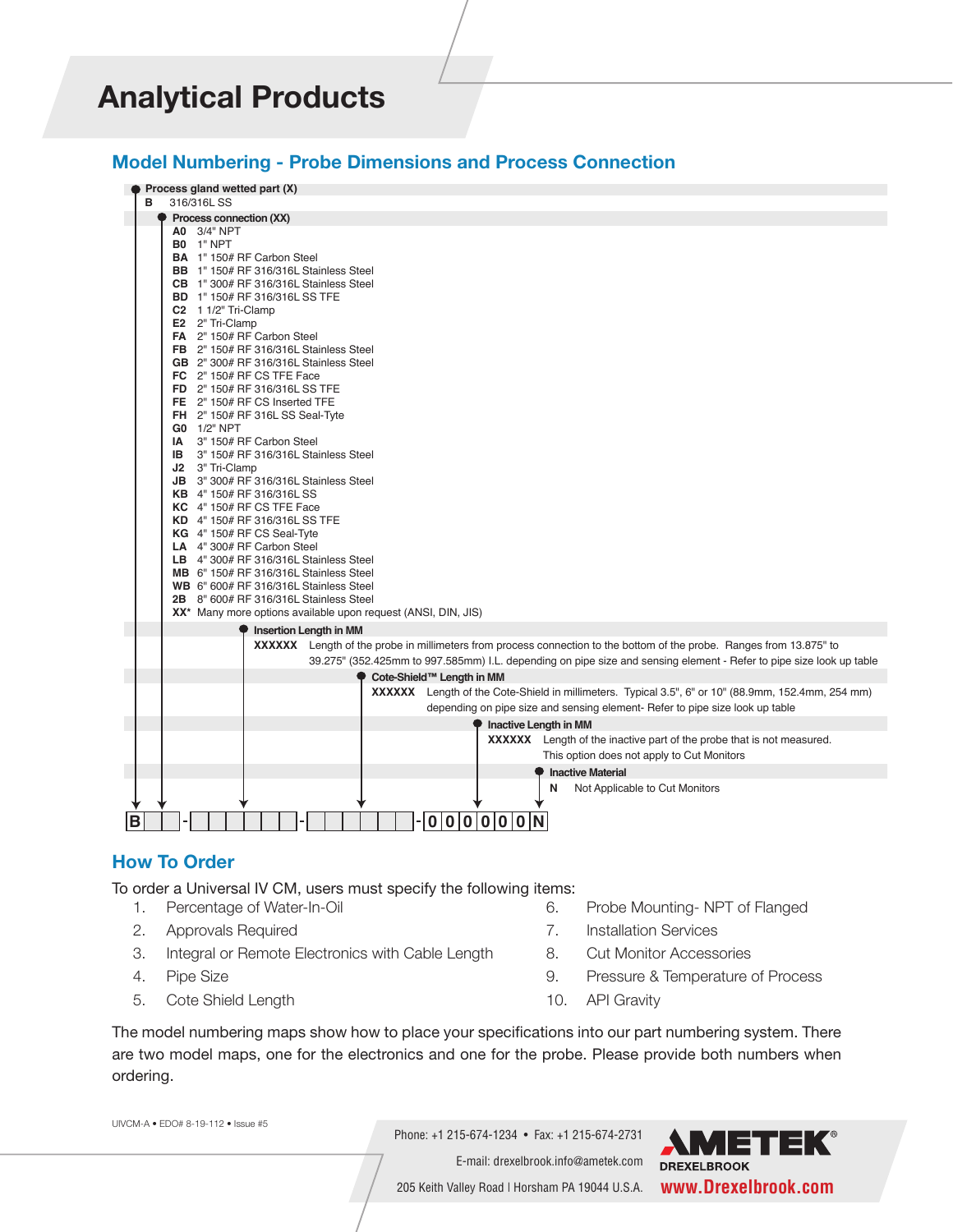# Analytical Products

## Model Numbering - Probe Dimensions and Process Connection

**Process gland wetted part (X)**

| | |
|---|---|
| **B** | 316/316L SS |

**Process connection (XX)**

| | |
|---|---|
| **A0** | 3/4" NPT |
| **B0** | 1" NPT |
| **BA** | 1" 150# RF Carbon Steel |
| **BB** | 1" 150# RF 316/316L Stainless Steel |
| **CB** | 1" 300# RF 316/316L Stainless Steel |
| **BD** | 1" 150# RF 316/316L SS TFE |
| **C2** | 1 1/2" Tri-Clamp |
| **E2** | 2" Tri-Clamp |
| **FA** | 2" 150# RF Carbon Steel |
| **FB** | 2" 150# RF 316/316L Stainless Steel |
| **GB** | 2" 300# RF 316/316L Stainless Steel |
| **FC** | 2" 150# RF CS TFE Face |
| **FD** | 2" 150# RF 316/316L SS TFE |
| **FE** | 2" 150# RF CS Inserted TFE |
| **FH** | 2" 150# RF 316L SS Seal-Tyte |
| **G0** | 1/2" NPT |
| **IA** | 3" 150# RF Carbon Steel |
| **IB** | 3" 150# RF 316/316L Stainless Steel |
| **J2** | 3" Tri-Clamp |
| **JB** | 3" 300# RF 316/316L Stainless Steel |
| **KB** | 4" 150# RF 316/316L SS |
| **KC** | 4" 150# RF CS TFE Face |
| **KD** | 4" 150# RF 316/316L SS TFE |
| **KG** | 4" 150# RF CS Seal-Tyte |
| **LA** | 4" 300# RF Carbon Steel |
| **LB** | 4" 300# RF 316/316L Stainless Steel |
| **MB** | 6" 150# RF 316/316L Stainless Steel |
| **WB** | 6" 600# RF 316/316L Stainless Steel |
| **2B** | 8" 600# RF 316/316L Stainless Steel |
| **XX*** | Many more options available upon request (ANSI, DIN, JIS) |

**Insertion Length in MM**

**XXXXXX** Length of the probe in millimeters from process connection to the bottom of the probe. Ranges from 13.875" to 39.275" (352.425mm to 997.585mm) I.L. depending on pipe size and sensing element - Refer to pipe size look up table

**Cote-Shield™ Length in MM**

**XXXXXX** Length of the Cote-Shield in millimeters. Typical 3.5", 6" or 10" (88.9mm, 152.4mm, 254 mm) depending on pipe size and sensing element- Refer to pipe size look up table

**Inactive Length in MM**

**XXXXXX** Length of the inactive part of the probe that is not measured. This option does not apply to Cut Monitors

**Inactive Material**

**N** Not Applicable to Cut Monitors

**B□□-□□□□□□-□□□□□□-000000N**

## How To Order

To order a Universal IV CM, users must specify the following items:

1. Percentage of Water-In-Oil
2. Approvals Required
3. Integral or Remote Electronics with Cable Length
4. Pipe Size
5. Cote Shield Length
6. Probe Mounting- NPT of Flanged
7. Installation Services
8. Cut Monitor Accessories
9. Pressure & Temperature of Process
10. API Gravity

The model numbering maps show how to place your specifications into our part numbering system. There are two model maps, one for the electronics and one for the probe. Please provide both numbers when ordering.

UIVCM-A • EDO# 8-19-112 • Issue #5

Phone: +1 215-674-1234 • Fax: +1 215-674-2731
E-mail: drexelbrook.info@ametek.com
205 Keith Valley Road | Horsham PA 19044 U.S.A.

AMETEK® DREXELBROOK
www.Drexelbrook.com